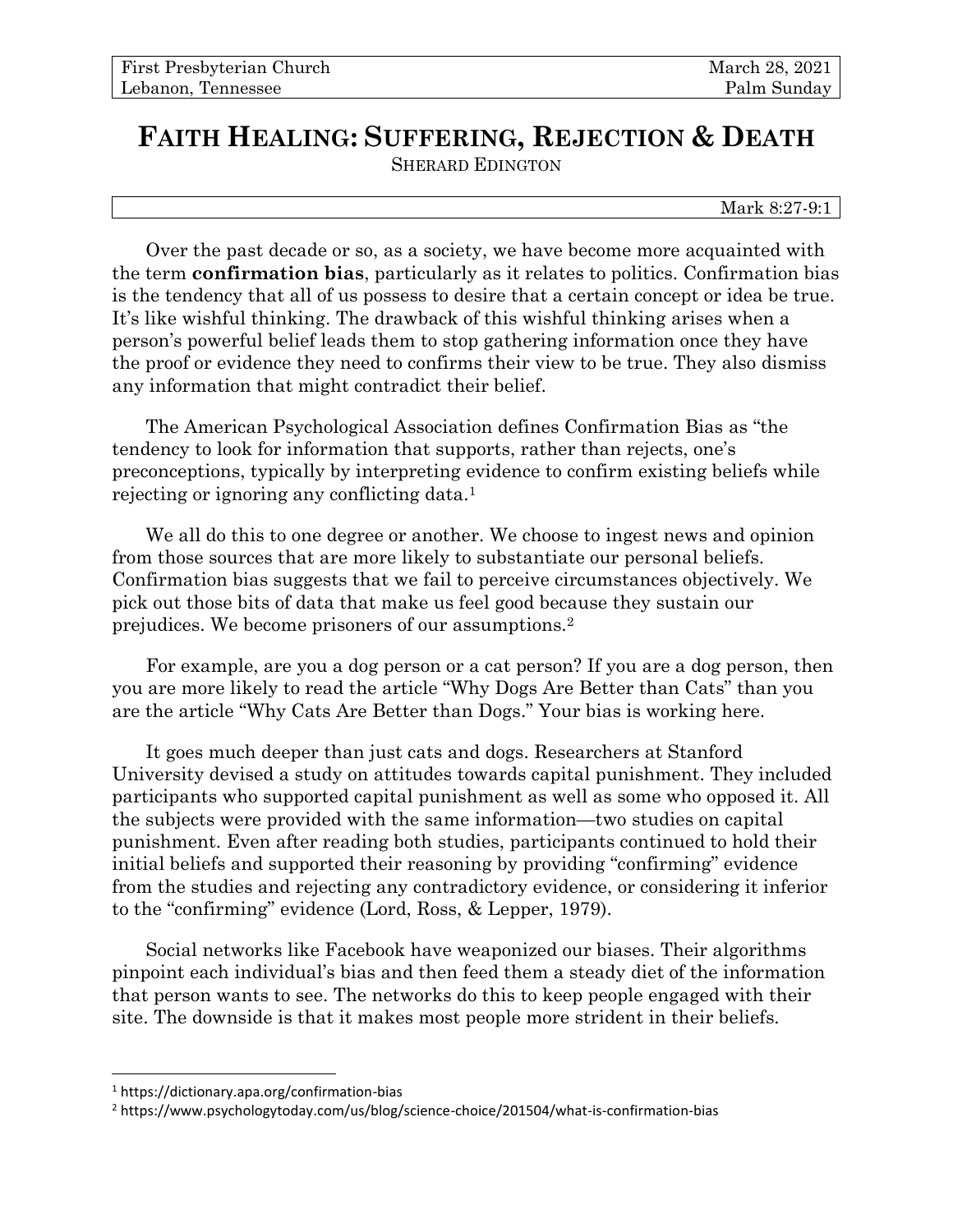| First Presbyterian Church | March 28, 2021 |
| --- | --- |
| Lebanon, Tennessee | Palm Sunday |

# FAITH HEALING: SUFFERING, REJECTION & DEATH

SHERARD EDINGTON

Mark 8:27-9:1

Over the past decade or so, as a society, we have become more acquainted with the term **confirmation bias**, particularly as it relates to politics. Confirmation bias is the tendency that all of us possess to desire that a certain concept or idea be true. It's like wishful thinking. The drawback of this wishful thinking arises when a person's powerful belief leads them to stop gathering information once they have the proof or evidence they need to confirms their view to be true. They also dismiss any information that might contradict their belief.

The American Psychological Association defines Confirmation Bias as "the tendency to look for information that supports, rather than rejects, one's preconceptions, typically by interpreting evidence to confirm existing beliefs while rejecting or ignoring any conflicting data.[1]

We all do this to one degree or another. We choose to ingest news and opinion from those sources that are more likely to substantiate our personal beliefs. Confirmation bias suggests that we fail to perceive circumstances objectively. We pick out those bits of data that make us feel good because they sustain our prejudices. We become prisoners of our assumptions.[2]

For example, are you a dog person or a cat person? If you are a dog person, then you are more likely to read the article "Why Dogs Are Better than Cats" than you are the article "Why Cats Are Better than Dogs." Your bias is working here.

It goes much deeper than just cats and dogs. Researchers at Stanford University devised a study on attitudes towards capital punishment. They included participants who supported capital punishment as well as some who opposed it. All the subjects were provided with the same information—two studies on capital punishment. Even after reading both studies, participants continued to hold their initial beliefs and supported their reasoning by providing "confirming" evidence from the studies and rejecting any contradictory evidence, or considering it inferior to the "confirming" evidence (Lord, Ross, & Lepper, 1979).

Social networks like Facebook have weaponized our biases. Their algorithms pinpoint each individual's bias and then feed them a steady diet of the information that person wants to see. The networks do this to keep people engaged with their site. The downside is that it makes most people more strident in their beliefs.

---

[1] https://dictionary.apa.org/confirmation-bias

[2] https://www.psychologytoday.com/us/blog/science-choice/201504/what-is-confirmation-bias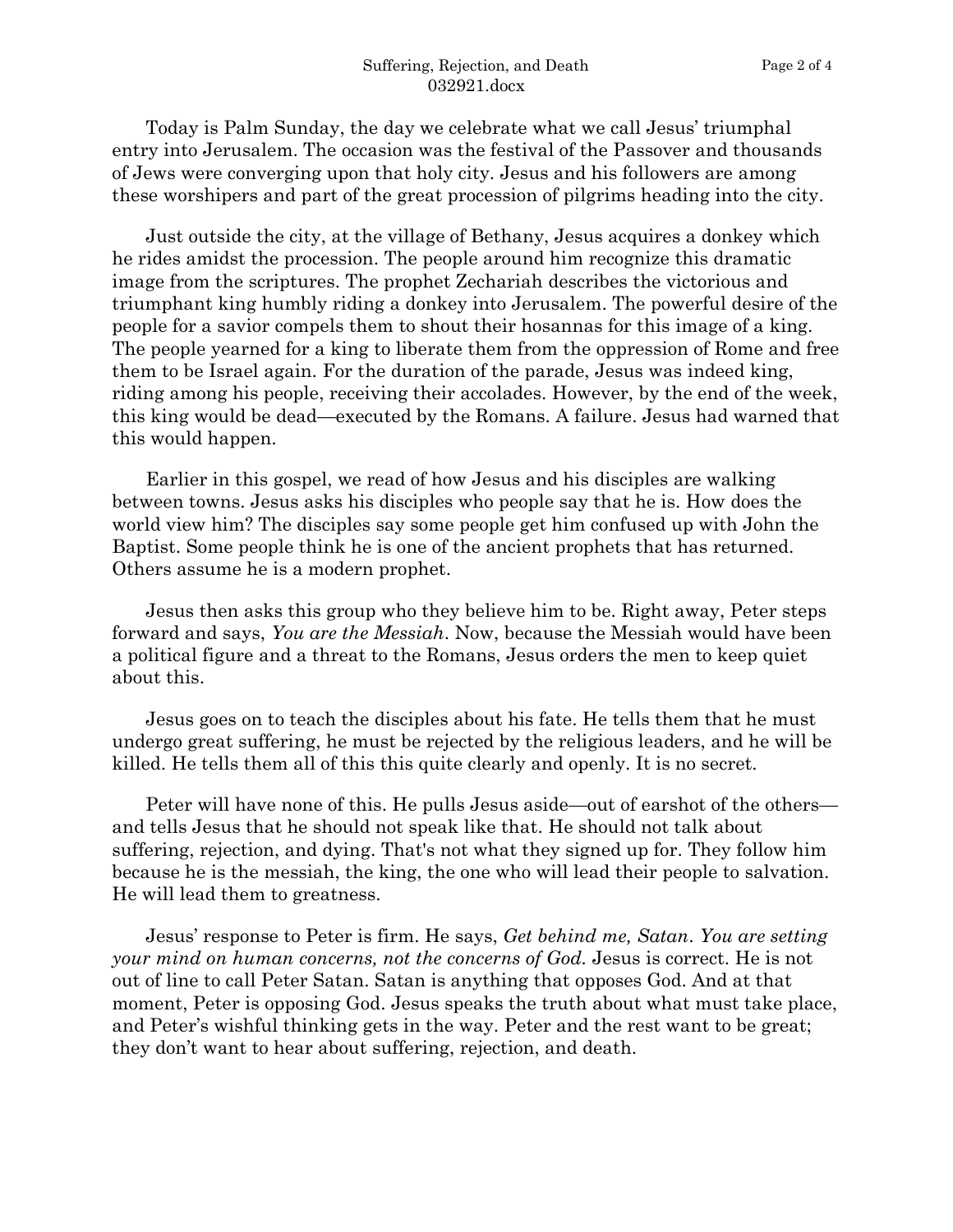Today is Palm Sunday, the day we celebrate what we call Jesus' triumphal entry into Jerusalem. The occasion was the festival of the Passover and thousands of Jews were converging upon that holy city. Jesus and his followers are among these worshipers and part of the great procession of pilgrims heading into the city.

Just outside the city, at the village of Bethany, Jesus acquires a donkey which he rides amidst the procession. The people around him recognize this dramatic image from the scriptures. The prophet Zechariah describes the victorious and triumphant king humbly riding a donkey into Jerusalem. The powerful desire of the people for a savior compels them to shout their hosannas for this image of a king. The people yearned for a king to liberate them from the oppression of Rome and free them to be Israel again. For the duration of the parade, Jesus was indeed king, riding among his people, receiving their accolades. However, by the end of the week, this king would be dead—executed by the Romans. A failure. Jesus had warned that this would happen.

Earlier in this gospel, we read of how Jesus and his disciples are walking between towns. Jesus asks his disciples who people say that he is. How does the world view him? The disciples say some people get him confused up with John the Baptist. Some people think he is one of the ancient prophets that has returned. Others assume he is a modern prophet.

Jesus then asks this group who they believe him to be. Right away, Peter steps forward and says, *You are the Messiah*. Now, because the Messiah would have been a political figure and a threat to the Romans, Jesus orders the men to keep quiet about this.

Jesus goes on to teach the disciples about his fate. He tells them that he must undergo great suffering, he must be rejected by the religious leaders, and he will be killed. He tells them all of this this quite clearly and openly. It is no secret.

Peter will have none of this. He pulls Jesus aside—out of earshot of the others—and tells Jesus that he should not speak like that. He should not talk about suffering, rejection, and dying. That's not what they signed up for. They follow him because he is the messiah, the king, the one who will lead their people to salvation. He will lead them to greatness.

Jesus' response to Peter is firm. He says, *Get behind me, Satan. You are setting your mind on human concerns, not the concerns of God.* Jesus is correct. He is not out of line to call Peter Satan. Satan is anything that opposes God. And at that moment, Peter is opposing God. Jesus speaks the truth about what must take place, and Peter's wishful thinking gets in the way. Peter and the rest want to be great; they don't want to hear about suffering, rejection, and death.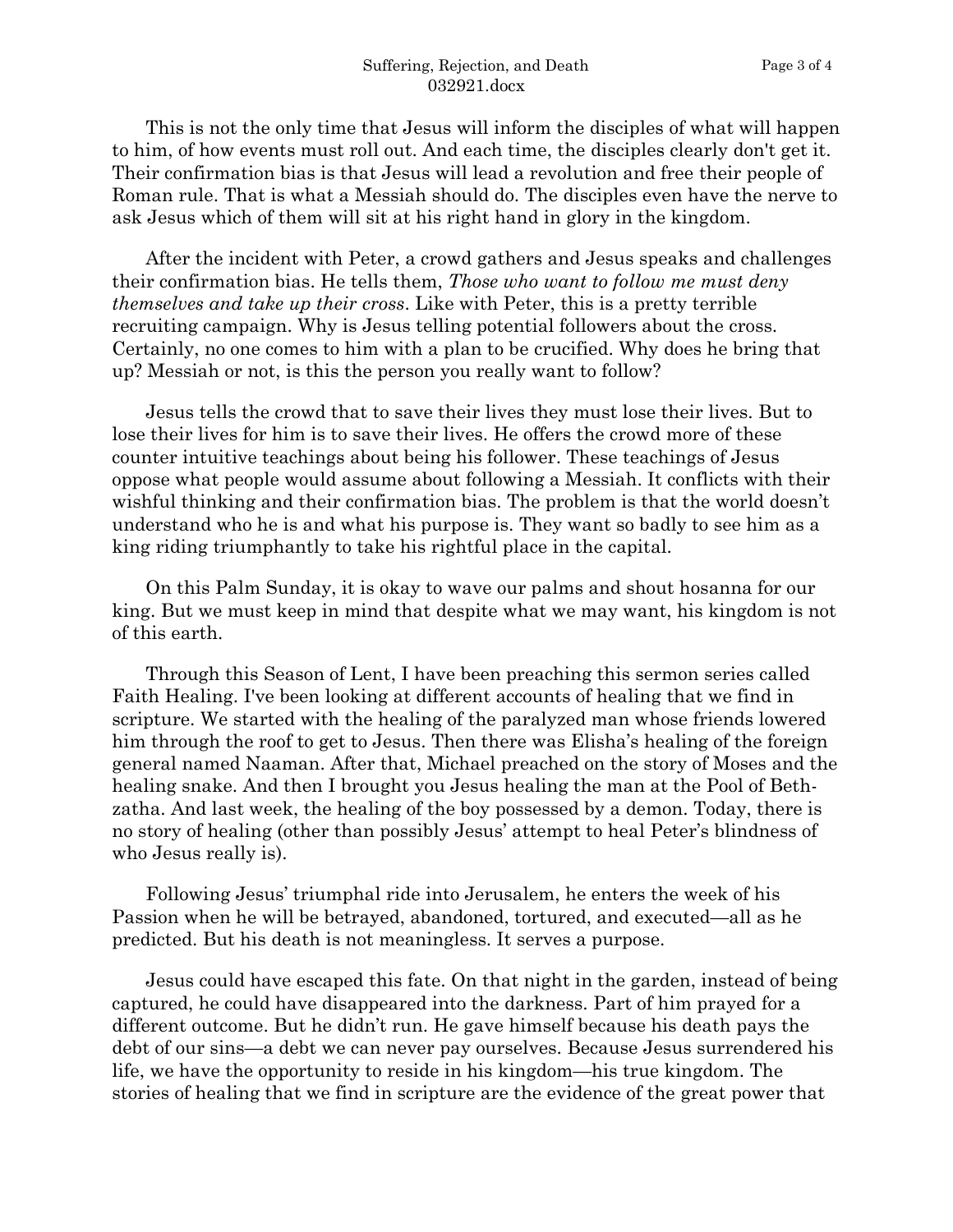This is not the only time that Jesus will inform the disciples of what will happen to him, of how events must roll out. And each time, the disciples clearly don't get it. Their confirmation bias is that Jesus will lead a revolution and free their people of Roman rule. That is what a Messiah should do. The disciples even have the nerve to ask Jesus which of them will sit at his right hand in glory in the kingdom.

After the incident with Peter, a crowd gathers and Jesus speaks and challenges their confirmation bias. He tells them, *Those who want to follow me must deny themselves and take up their cross*. Like with Peter, this is a pretty terrible recruiting campaign. Why is Jesus telling potential followers about the cross. Certainly, no one comes to him with a plan to be crucified. Why does he bring that up? Messiah or not, is this the person you really want to follow?

Jesus tells the crowd that to save their lives they must lose their lives. But to lose their lives for him is to save their lives. He offers the crowd more of these counter intuitive teachings about being his follower. These teachings of Jesus oppose what people would assume about following a Messiah. It conflicts with their wishful thinking and their confirmation bias. The problem is that the world doesn't understand who he is and what his purpose is. They want so badly to see him as a king riding triumphantly to take his rightful place in the capital.

On this Palm Sunday, it is okay to wave our palms and shout hosanna for our king. But we must keep in mind that despite what we may want, his kingdom is not of this earth.

Through this Season of Lent, I have been preaching this sermon series called Faith Healing. I've been looking at different accounts of healing that we find in scripture. We started with the healing of the paralyzed man whose friends lowered him through the roof to get to Jesus. Then there was Elisha's healing of the foreign general named Naaman. After that, Michael preached on the story of Moses and the healing snake. And then I brought you Jesus healing the man at the Pool of Beth-zatha. And last week, the healing of the boy possessed by a demon. Today, there is no story of healing (other than possibly Jesus' attempt to heal Peter's blindness of who Jesus really is).

Following Jesus' triumphal ride into Jerusalem, he enters the week of his Passion when he will be betrayed, abandoned, tortured, and executed—all as he predicted. But his death is not meaningless. It serves a purpose.

Jesus could have escaped this fate. On that night in the garden, instead of being captured, he could have disappeared into the darkness. Part of him prayed for a different outcome. But he didn't run. He gave himself because his death pays the debt of our sins—a debt we can never pay ourselves. Because Jesus surrendered his life, we have the opportunity to reside in his kingdom—his true kingdom. The stories of healing that we find in scripture are the evidence of the great power that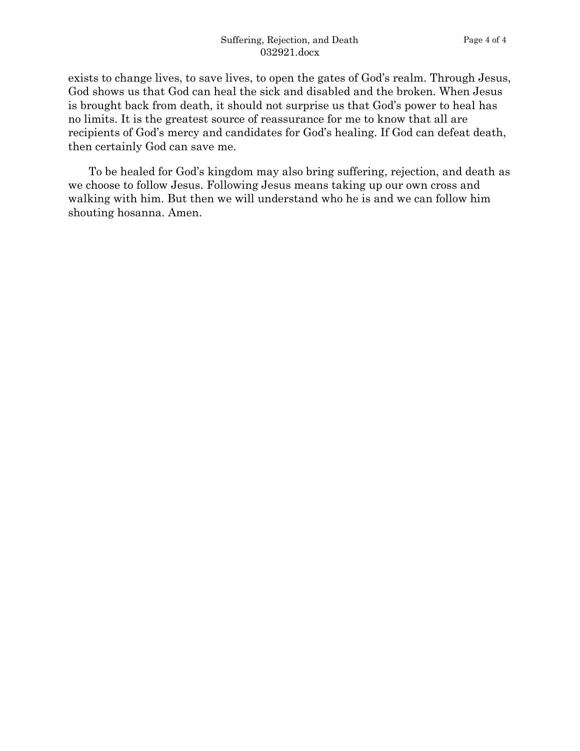exists to change lives, to save lives, to open the gates of God's realm. Through Jesus, God shows us that God can heal the sick and disabled and the broken. When Jesus is brought back from death, it should not surprise us that God's power to heal has no limits. It is the greatest source of reassurance for me to know that all are recipients of God's mercy and candidates for God's healing. If God can defeat death, then certainly God can save me.

To be healed for God's kingdom may also bring suffering, rejection, and death as we choose to follow Jesus. Following Jesus means taking up our own cross and walking with him. But then we will understand who he is and we can follow him shouting hosanna. Amen.